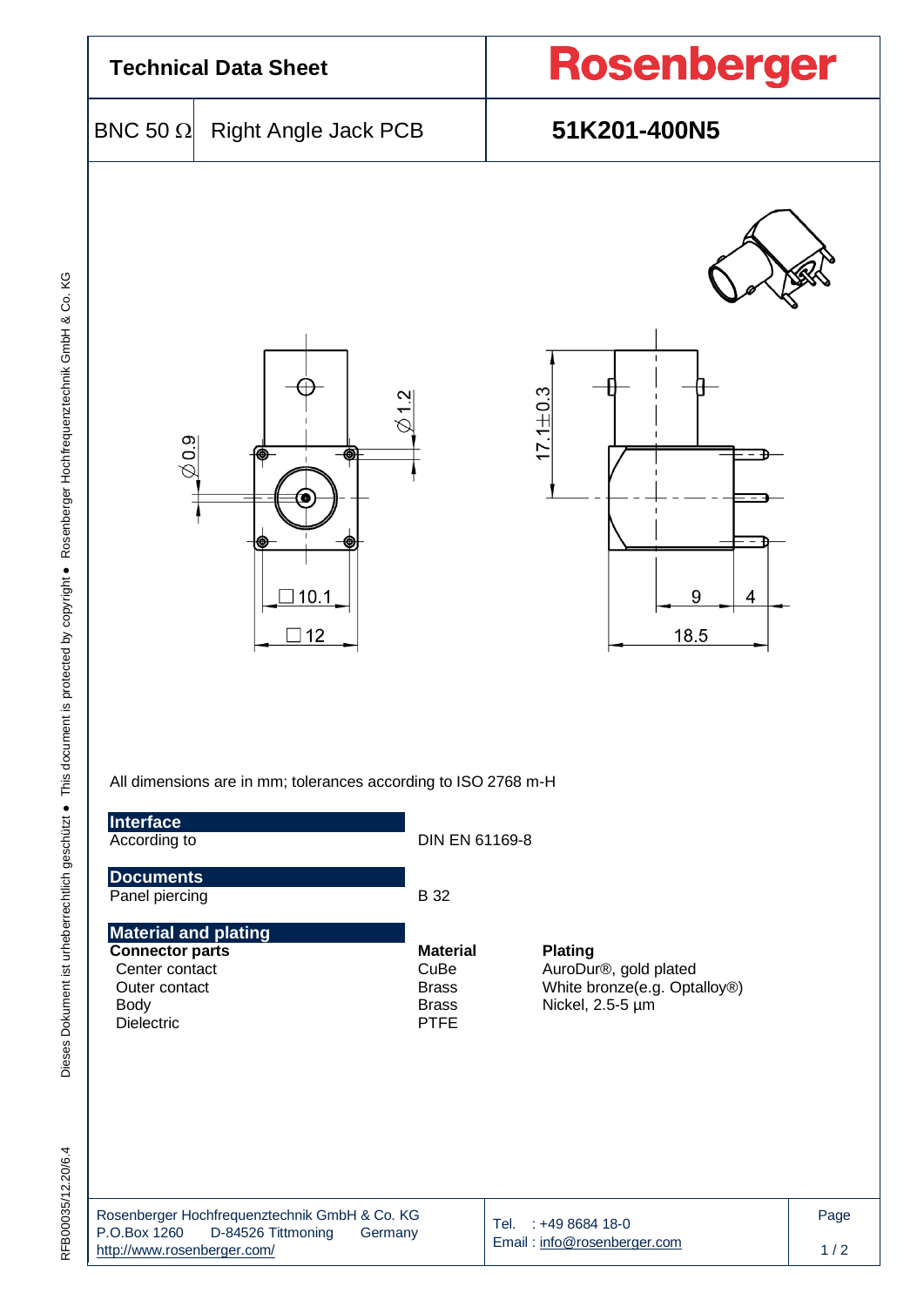# Technical Data Sheet

**Rosenberger**

| BNC 50 Ω | Right Angle Jack PCB | **51K201-400N5** |
|---|---|---|

All dimensions are in mm; tolerances according to ISO 2768 m-H

## Interface

| According to | DIN EN 61169-8 |
|---|---|

## Documents

| Panel piercing | B 32 |
|---|---|

## Material and plating

| Connector parts | Material | Plating |
|---|---|---|
| Center contact | CuBe | AuroDur®, gold plated |
| Outer contact | Brass | White bronze(e.g. Optalloy®) |
| Body | Brass | Nickel, 2.5-5 µm |
| Dielectric | PTFE | |

Rosenberger Hochfrequenztechnik GmbH & Co. KG
P.O.Box 1260 D-84526 Tittmoning Germany
http://www.rosenberger.com/

Tel. : +49 8684 18-0
Email : info@rosenberger.com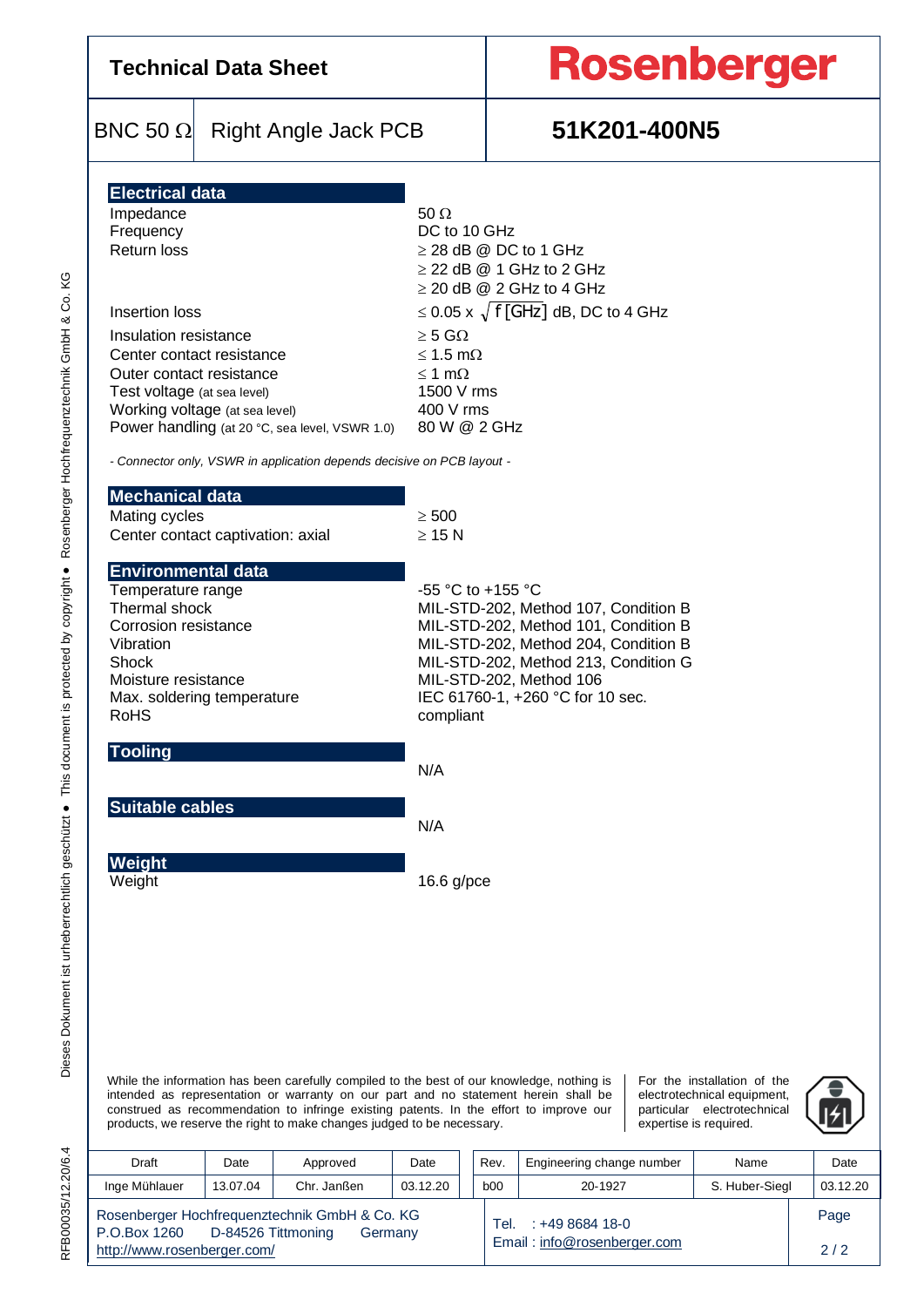# Technical Data Sheet

**Rosenberger**

BNC 50 Ω Right Angle Jack PCB

**51K201-400N5**

## Electrical data

| | |
|---|---|
| Impedance | 50 Ω |
| Frequency | DC to 10 GHz |
| Return loss | ≥ 28 dB @ DC to 1 GHz<br>≥ 22 dB @ 1 GHz to 2 GHz<br>≥ 20 dB @ 2 GHz to 4 GHz |
| Insertion loss | ≤ 0.05 x $\sqrt{f\,[\text{GHz}]}$ dB, DC to 4 GHz |
| Insulation resistance | ≥ 5 GΩ |
| Center contact resistance | ≤ 1.5 mΩ |
| Outer contact resistance | ≤ 1 mΩ |
| Test voltage (at sea level) | 1500 V rms |
| Working voltage (at sea level) | 400 V rms |
| Power handling (at 20 °C, sea level, VSWR 1.0) | 80 W @ 2 GHz |

*- Connector only, VSWR in application depends decisive on PCB layout -*

## Mechanical data

| | |
|---|---|
| Mating cycles | ≥ 500 |
| Center contact captivation: axial | ≥ 15 N |

## Environmental data

| | |
|---|---|
| Temperature range | -55 °C to +155 °C |
| Thermal shock | MIL-STD-202, Method 107, Condition B |
| Corrosion resistance | MIL-STD-202, Method 101, Condition B |
| Vibration | MIL-STD-202, Method 204, Condition B |
| Shock | MIL-STD-202, Method 213, Condition G |
| Moisture resistance | MIL-STD-202, Method 106 |
| Max. soldering temperature | IEC 61760-1, +260 °C for 10 sec. |
| RoHS | compliant |

## Tooling

N/A

## Suitable cables

N/A

## Weight

| | |
|---|---|
| Weight | 16.6 g/pce |

While the information has been carefully compiled to the best of our knowledge, nothing is intended as representation or warranty on our part and no statement herein shall be construed as recommendation to infringe existing patents. In the effort to improve our products, we reserve the right to make changes judged to be necessary.

For the installation of the electrotechnical equipment, particular electrotechnical expertise is required.

| Draft | Date | Approved | Date | Rev. | Engineering change number | Name | Date |
|---|---|---|---|---|---|---|---|
| Inge Mühlauer | 13.07.04 | Chr. Janßen | 03.12.20 | b00 | 20-1927 | S. Huber-Siegl | 03.12.20 |

Rosenberger Hochfrequenztechnik GmbH & Co. KG
P.O.Box 1260 D-84526 Tittmoning Germany
http://www.rosenberger.com/

Tel. : +49 8684 18-0
Email : info@rosenberger.com

RFB00035/12.20/6.4

Dieses Dokument ist urheberrechtlich geschützt ● This document is protected by copyright ● Rosenberger Hochfrequenztechnik GmbH & Co. KG